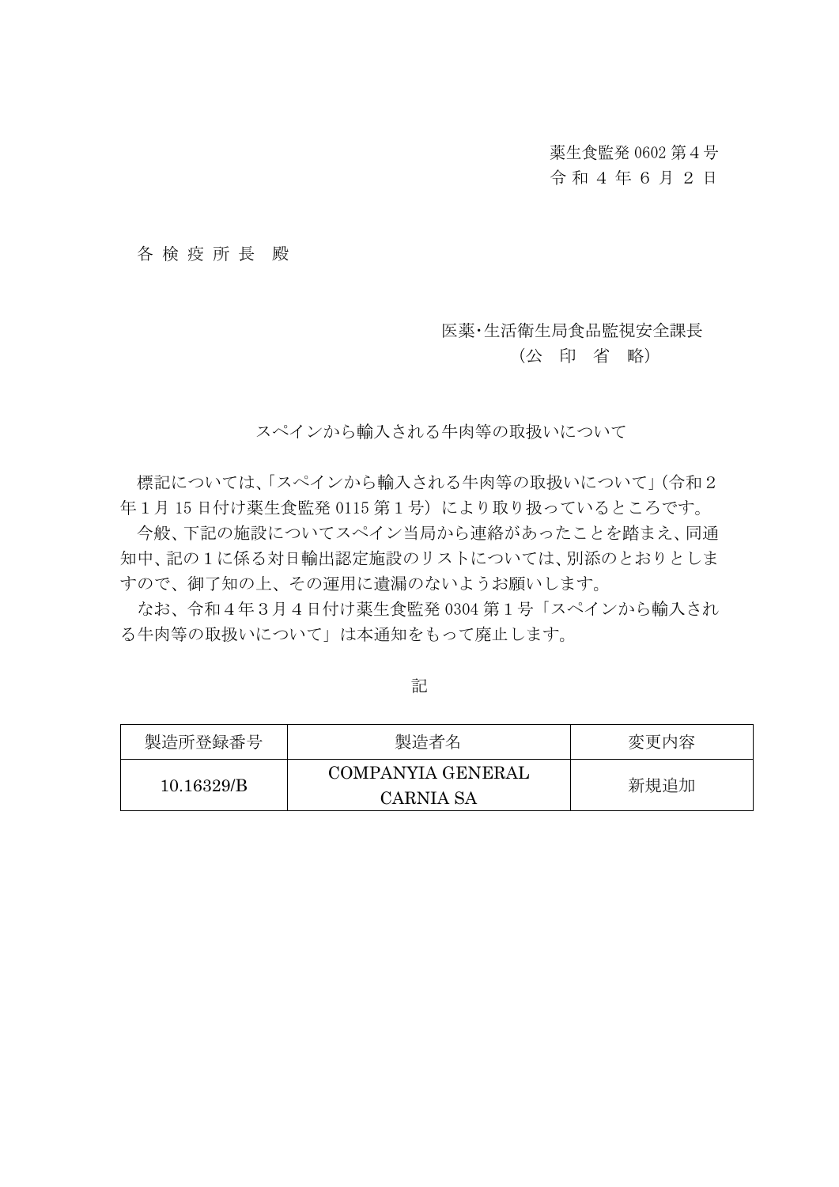薬生食監発 0602 第４号
令 和 ４ 年 ６ 月 ２ 日

各 検 疫 所 長　殿

医薬･生活衛生局食品監視安全課長
（公　印　省　略）

スペインから輸入される牛肉等の取扱いについて

標記については､「スペインから輸入される牛肉等の取扱いについて」(令和２年１月 15 日付け薬生食監発 0115 第１号）により取り扱っているところです。

今般、下記の施設についてスペイン当局から連絡があったことを踏まえ、同通知中、記の１に係る対日輸出認定施設のリストについては､別添のとおりとしますので、御了知の上、その運用に遺漏のないようお願いします。

なお、令和４年３月４日付け薬生食監発 0304 第１号「スペインから輸入される牛肉等の取扱いについて」は本通知をもって廃止します。

記

| 製造所登録番号 | 製造者名 | 変更内容 |
| --- | --- | --- |
| 10.16329/B | COMPANYIA GENERAL CARNIA SA | 新規追加 |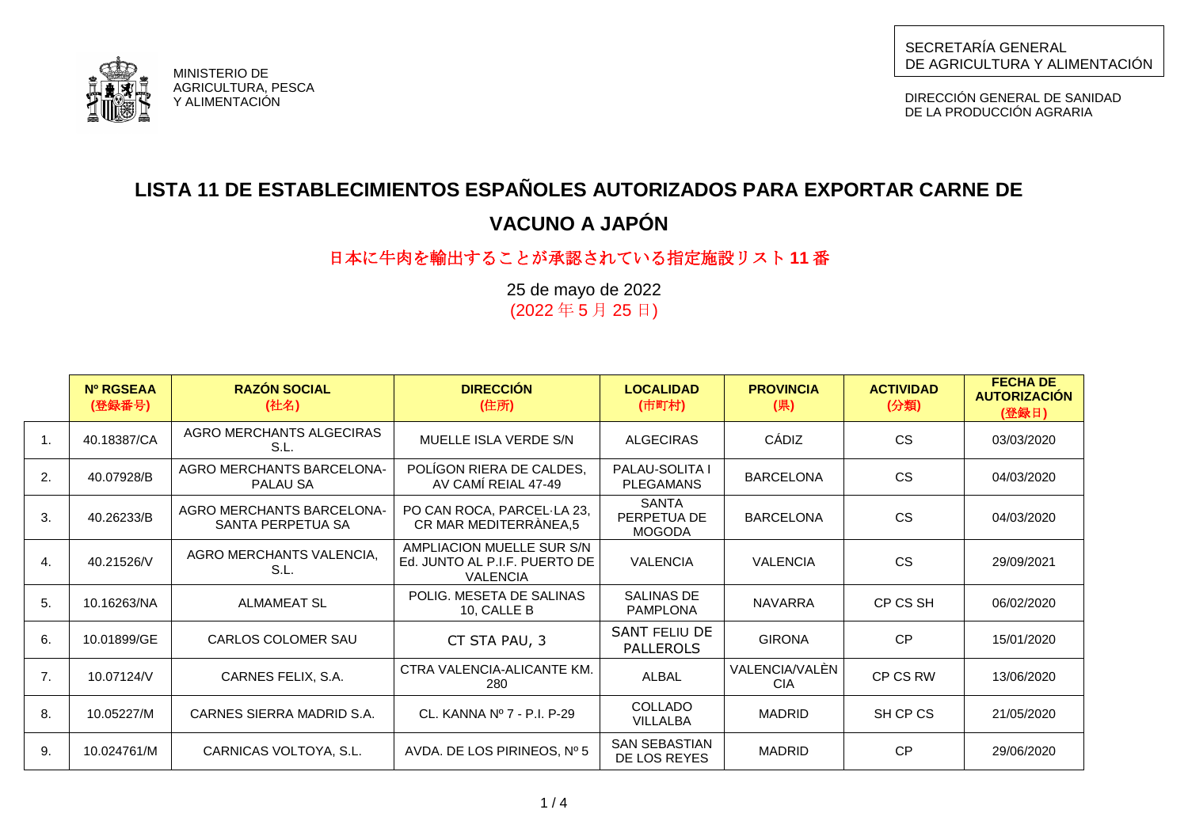MINISTERIO DE AGRICULTURA, PESCA Y ALIMENTACIÓN

SECRETARÍA GENERAL DE AGRICULTURA Y ALIMENTACIÓN

DIRECCIÓN GENERAL DE SANIDAD DE LA PRODUCCIÓN AGRARIA

# LISTA 11 DE ESTABLECIMIENTOS ESPAÑOLES AUTORIZADOS PARA EXPORTAR CARNE DE VACUNO A JAPÓN

日本に牛肉を輸出することが承認されている指定施設リスト **11** 番

25 de mayo de 2022
(2022 年 5 月 25 日)

| | **Nº RGSEAA (登録番号)** | **RAZÓN SOCIAL (社名)** | **DIRECCIÓN (住所)** | **LOCALIDAD (市町村)** | **PROVINCIA (県)** | **ACTIVIDAD (分類)** | **FECHA DE AUTORIZACIÓN (登録日)** |
|---|---|---|---|---|---|---|---|
| 1. | 40.18387/CA | AGRO MERCHANTS ALGECIRAS S.L. | MUELLE ISLA VERDE S/N | ALGECIRAS | CÁDIZ | CS | 03/03/2020 |
| 2. | 40.07928/B | AGRO MERCHANTS BARCELONA-PALAU SA | POLÍGON RIERA DE CALDES, AV CAMÍ REIAL 47-49 | PALAU-SOLITA I PLEGAMANS | BARCELONA | CS | 04/03/2020 |
| 3. | 40.26233/B | AGRO MERCHANTS BARCELONA-SANTA PERPETUA SA | PO CAN ROCA, PARCEL·LA 23, CR MAR MEDITERRÀNEA,5 | SANTA PERPETUA DE MOGODA | BARCELONA | CS | 04/03/2020 |
| 4. | 40.21526/V | AGRO MERCHANTS VALENCIA, S.L. | AMPLIACION MUELLE SUR S/N Ed. JUNTO AL P.I.F. PUERTO DE VALENCIA | VALENCIA | VALENCIA | CS | 29/09/2021 |
| 5. | 10.16263/NA | ALMAMEAT SL | POLIG. MESETA DE SALINAS 10, CALLE B | SALINAS DE PAMPLONA | NAVARRA | CP CS SH | 06/02/2020 |
| 6. | 10.01899/GE | CARLOS COLOMER SAU | CT STA PAU, 3 | SANT FELIU DE PALLEROLS | GIRONA | CP | 15/01/2020 |
| 7. | 10.07124/V | CARNES FELIX, S.A. | CTRA VALENCIA-ALICANTE KM. 280 | ALBAL | VALENCIA/VALÈNCIA | CP CS RW | 13/06/2020 |
| 8. | 10.05227/M | CARNES SIERRA MADRID S.A. | CL. KANNA Nº 7 - P.I. P-29 | COLLADO VILLALBA | MADRID | SH CP CS | 21/05/2020 |
| 9. | 10.024761/M | CARNICAS VOLTOYA, S.L. | AVDA. DE LOS PIRINEOS, Nº 5 | SAN SEBASTIAN DE LOS REYES | MADRID | CP | 29/06/2020 |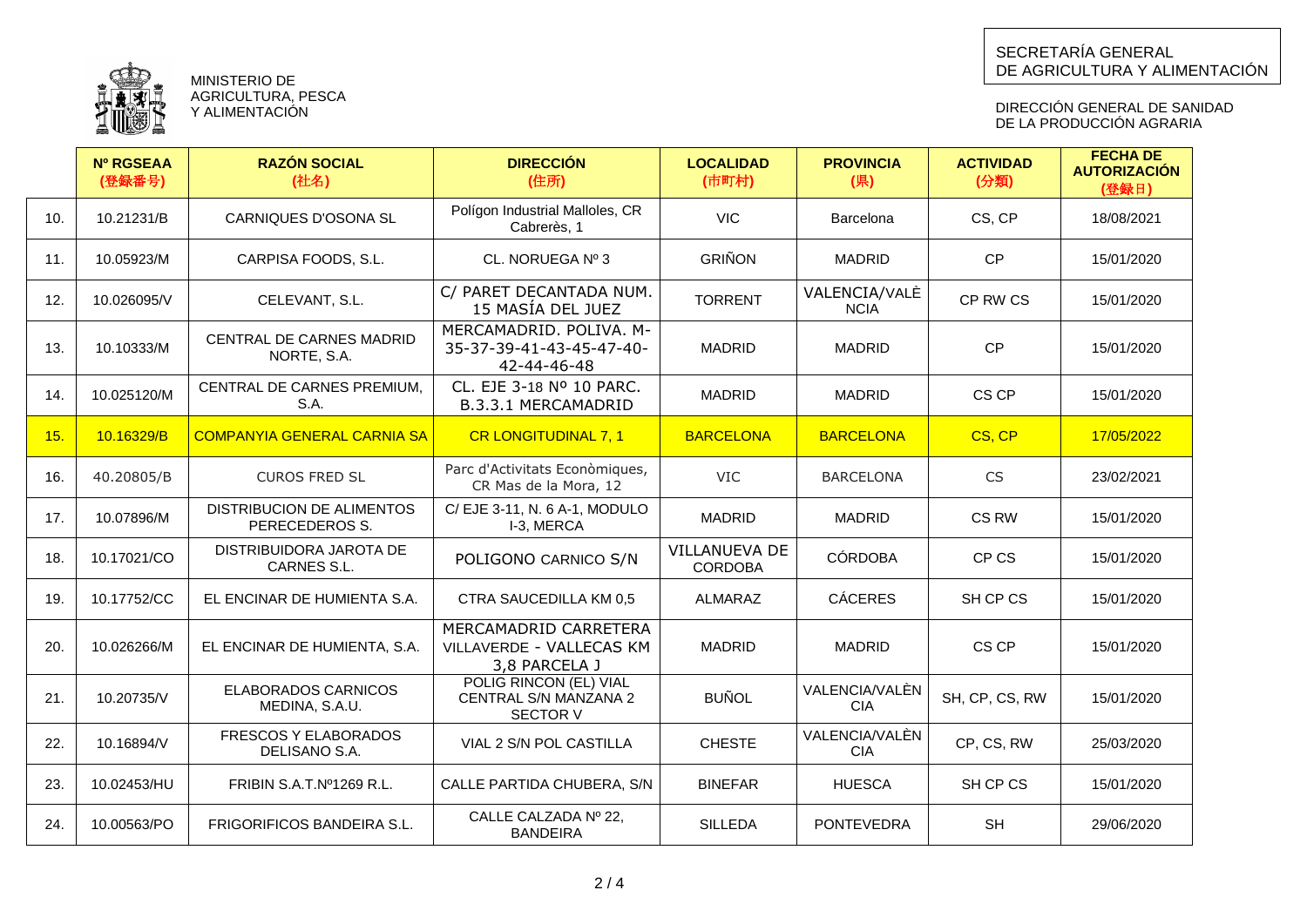MINISTERIO DE AGRICULTURA, PESCA Y ALIMENTACIÓN

SECRETARÍA GENERAL DE AGRICULTURA Y ALIMENTACIÓN

DIRECCIÓN GENERAL DE SANIDAD DE LA PRODUCCIÓN AGRARIA

| | Nº RGSEAA (登録番号) | RAZÓN SOCIAL (社名) | DIRECCIÓN (住所) | LOCALIDAD (市町村) | PROVINCIA (県) | ACTIVIDAD (分類) | FECHA DE AUTORIZACIÓN (登録日) |
|---|---|---|---|---|---|---|---|
| 10. | 10.21231/B | CARNIQUES D'OSONA SL | Polígon Industrial Malloles, CR Cabrerès, 1 | VIC | Barcelona | CS, CP | 18/08/2021 |
| 11. | 10.05923/M | CARPISA FOODS, S.L. | CL. NORUEGA Nº 3 | GRIÑON | MADRID | CP | 15/01/2020 |
| 12. | 10.026095/V | CELEVANT, S.L. | C/ PARET DECANTADA NUM. 15 MASÍA DEL JUEZ | TORRENT | VALENCIA/VALÈNCIA | CP RW CS | 15/01/2020 |
| 13. | 10.10333/M | CENTRAL DE CARNES MADRID NORTE, S.A. | MERCAMADRID. POLIVA. M-35-37-39-41-43-45-47-40-42-44-46-48 | MADRID | MADRID | CP | 15/01/2020 |
| 14. | 10.025120/M | CENTRAL DE CARNES PREMIUM, S.A. | CL. EJE 3-18 Nº 10 PARC. B.3.3.1 MERCAMADRID | MADRID | MADRID | CS CP | 15/01/2020 |
| 15. | 10.16329/B | COMPANYIA GENERAL CARNIA SA | CR LONGITUDINAL 7, 1 | BARCELONA | BARCELONA | CS, CP | 17/05/2022 |
| 16. | 40.20805/B | CUROS FRED SL | Parc d'Activitats Econòmiques, CR Mas de la Mora, 12 | VIC | BARCELONA | CS | 23/02/2021 |
| 17. | 10.07896/M | DISTRIBUCION DE ALIMENTOS PERECEDEROS S. | C/ EJE 3-11, N. 6 A-1, MODULO I-3, MERCA | MADRID | MADRID | CS RW | 15/01/2020 |
| 18. | 10.17021/CO | DISTRIBUIDORA JAROTA DE CARNES S.L. | POLIGONO CARNICO S/N | VILLANUEVA DE CORDOBA | CÓRDOBA | CP CS | 15/01/2020 |
| 19. | 10.17752/CC | EL ENCINAR DE HUMIENTA S.A. | CTRA SAUCEDILLA KM 0,5 | ALMARAZ | CÁCERES | SH CP CS | 15/01/2020 |
| 20. | 10.026266/M | EL ENCINAR DE HUMIENTA, S.A. | MERCAMADRID CARRETERA VILLAVERDE - VALLECAS KM 3,8 PARCELA J | MADRID | MADRID | CS CP | 15/01/2020 |
| 21. | 10.20735/V | ELABORADOS CARNICOS MEDINA, S.A.U. | POLIG RINCON (EL) VIAL CENTRAL S/N MANZANA 2 SECTOR V | BUÑOL | VALENCIA/VALÈNCIA | SH, CP, CS, RW | 15/01/2020 |
| 22. | 10.16894/V | FRESCOS Y ELABORADOS DELISANO S.A. | VIAL 2 S/N POL CASTILLA | CHESTE | VALENCIA/VALÈNCIA | CP, CS, RW | 25/03/2020 |
| 23. | 10.02453/HU | FRIBIN S.A.T.Nº1269 R.L. | CALLE PARTIDA CHUBERA, S/N | BINEFAR | HUESCA | SH CP CS | 15/01/2020 |
| 24. | 10.00563/PO | FRIGORIFICOS BANDEIRA S.L. | CALLE CALZADA Nº 22, BANDEIRA | SILLEDA | PONTEVEDRA | SH | 29/06/2020 |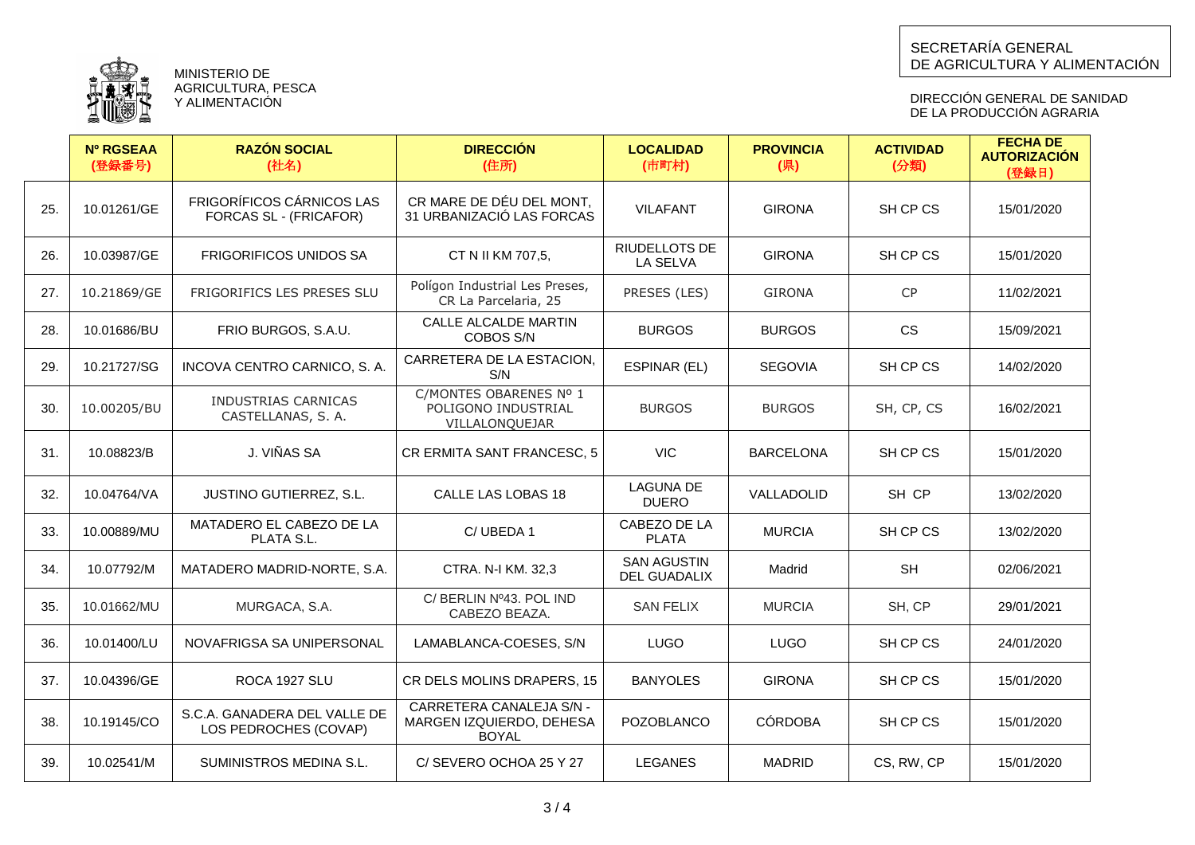MINISTERIO DE AGRICULTURA, PESCA Y ALIMENTACIÓN

SECRETARÍA GENERAL DE AGRICULTURA Y ALIMENTACIÓN

DIRECCIÓN GENERAL DE SANIDAD DE LA PRODUCCIÓN AGRARIA

| | Nº RGSEAA (登録番号) | RAZÓN SOCIAL (社名) | DIRECCIÓN (住所) | LOCALIDAD (市町村) | PROVINCIA (県) | ACTIVIDAD (分類) | FECHA DE AUTORIZACIÓN (登録日) |
|---|---|---|---|---|---|---|---|
| 25. | 10.01261/GE | FRIGORÍFICOS CÁRNICOS LAS FORCAS SL - (FRICAFOR) | CR MARE DE DÉU DEL MONT, 31 URBANIZACIÓ LAS FORCAS | VILAFANT | GIRONA | SH CP CS | 15/01/2020 |
| 26. | 10.03987/GE | FRIGORIFICOS UNIDOS SA | CT N II KM 707,5, | RIUDELLOTS DE LA SELVA | GIRONA | SH CP CS | 15/01/2020 |
| 27. | 10.21869/GE | FRIGORIFICS LES PRESES SLU | Polígon Industrial Les Preses, CR La Parcelaria, 25 | PRESES (LES) | GIRONA | CP | 11/02/2021 |
| 28. | 10.01686/BU | FRIO BURGOS, S.A.U. | CALLE ALCALDE MARTIN COBOS S/N | BURGOS | BURGOS | CS | 15/09/2021 |
| 29. | 10.21727/SG | INCOVA CENTRO CARNICO, S. A. | CARRETERA DE LA ESTACION, S/N | ESPINAR (EL) | SEGOVIA | SH CP CS | 14/02/2020 |
| 30. | 10.00205/BU | INDUSTRIAS CARNICAS CASTELLANAS, S. A. | C/MONTES OBARENES Nº 1 POLIGONO INDUSTRIAL VILLALONQUEJAR | BURGOS | BURGOS | SH, CP, CS | 16/02/2021 |
| 31. | 10.08823/B | J. VIÑAS SA | CR ERMITA SANT FRANCESC, 5 | VIC | BARCELONA | SH CP CS | 15/01/2020 |
| 32. | 10.04764/VA | JUSTINO GUTIERREZ, S.L. | CALLE LAS LOBAS 18 | LAGUNA DE DUERO | VALLADOLID | SH CP | 13/02/2020 |
| 33. | 10.00889/MU | MATADERO EL CABEZO DE LA PLATA S.L. | C/ UBEDA 1 | CABEZO DE LA PLATA | MURCIA | SH CP CS | 13/02/2020 |
| 34. | 10.07792/M | MATADERO MADRID-NORTE, S.A. | CTRA. N-I KM. 32,3 | SAN AGUSTIN DEL GUADALIX | Madrid | SH | 02/06/2021 |
| 35. | 10.01662/MU | MURGACA, S.A. | C/ BERLIN Nº43. POL IND CABEZO BEAZA. | SAN FELIX | MURCIA | SH, CP | 29/01/2021 |
| 36. | 10.01400/LU | NOVAFRIGSA SA UNIPERSONAL | LAMABLANCA-COESES, S/N | LUGO | LUGO | SH CP CS | 24/01/2020 |
| 37. | 10.04396/GE | ROCA 1927 SLU | CR DELS MOLINS DRAPERS, 15 | BANYOLES | GIRONA | SH CP CS | 15/01/2020 |
| 38. | 10.19145/CO | S.C.A. GANADERA DEL VALLE DE LOS PEDROCHES (COVAP) | CARRETERA CANALEJA S/N - MARGEN IZQUIERDO, DEHESA BOYAL | POZOBLANCO | CÓRDOBA | SH CP CS | 15/01/2020 |
| 39. | 10.02541/M | SUMINISTROS MEDINA S.L. | C/ SEVERO OCHOA 25 Y 27 | LEGANES | MADRID | CS, RW, CP | 15/01/2020 |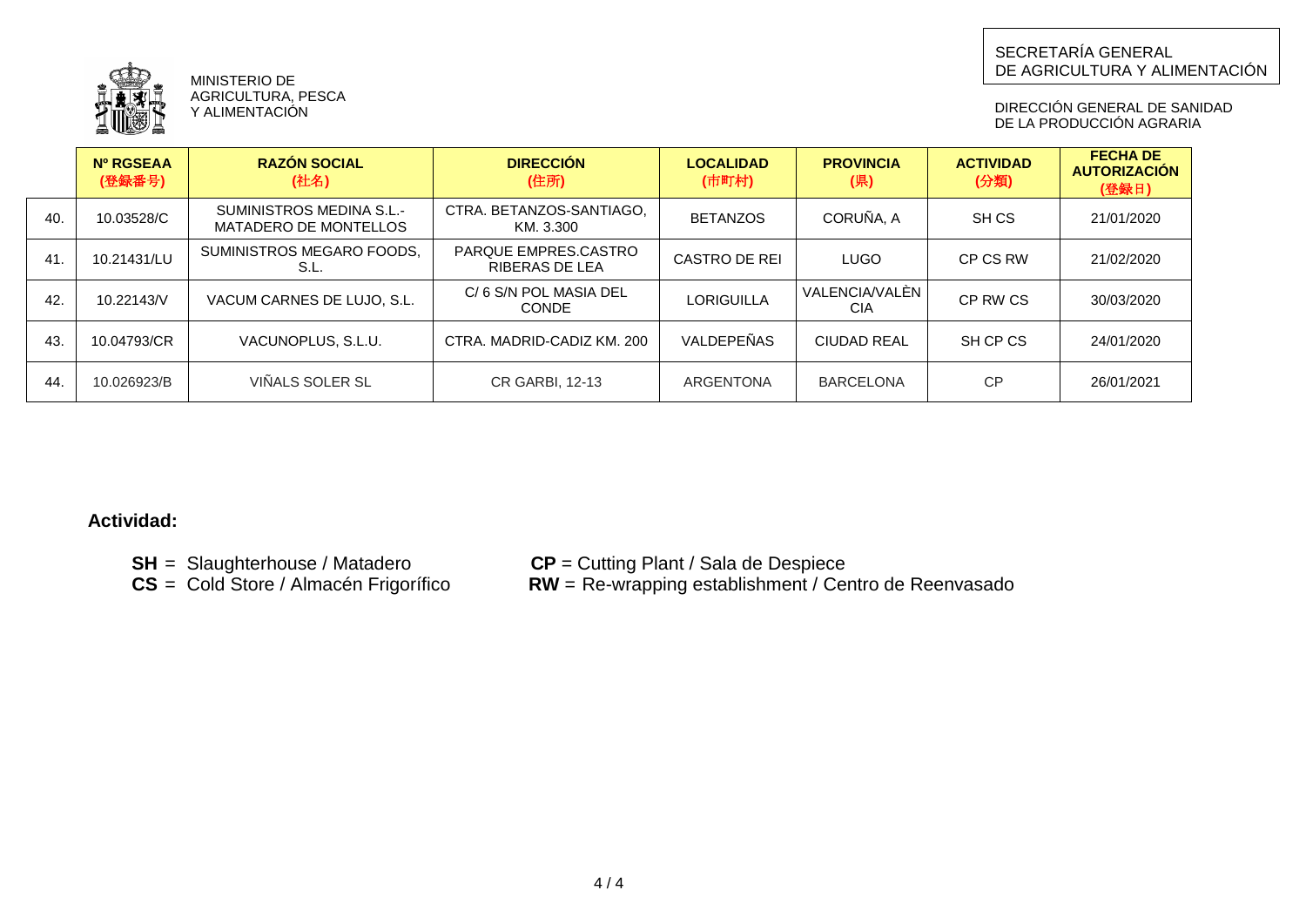MINISTERIO DE AGRICULTURA, PESCA Y ALIMENTACIÓN

SECRETARÍA GENERAL DE AGRICULTURA Y ALIMENTACIÓN

DIRECCIÓN GENERAL DE SANIDAD DE LA PRODUCCIÓN AGRARIA

| | Nº RGSEAA (登録番号) | RAZÓN SOCIAL (社名) | DIRECCIÓN (住所) | LOCALIDAD (市町村) | PROVINCIA (県) | ACTIVIDAD (分類) | FECHA DE AUTORIZACIÓN (登録日) |
|---|---|---|---|---|---|---|---|
| 40. | 10.03528/C | SUMINISTROS MEDINA S.L.- MATADERO DE MONTELLOS | CTRA. BETANZOS-SANTIAGO, KM. 3.300 | BETANZOS | CORUÑA, A | SH CS | 21/01/2020 |
| 41. | 10.21431/LU | SUMINISTROS MEGARO FOODS, S.L. | PARQUE EMPRES.CASTRO RIBERAS DE LEA | CASTRO DE REI | LUGO | CP CS RW | 21/02/2020 |
| 42. | 10.22143/V | VACUM CARNES DE LUJO, S.L. | C/ 6 S/N POL MASIA DEL CONDE | LORIGUILLA | VALENCIA/VALÈNCIA | CP RW CS | 30/03/2020 |
| 43. | 10.04793/CR | VACUNOPLUS, S.L.U. | CTRA. MADRID-CADIZ KM. 200 | VALDEPEÑAS | CIUDAD REAL | SH CP CS | 24/01/2020 |
| 44. | 10.026923/B | VIÑALS SOLER SL | CR GARBI, 12-13 | ARGENTONA | BARCELONA | CP | 26/01/2021 |

**Actividad:**

**SH** = Slaughterhouse / Matadero

**CS** = Cold Store / Almacén Frigorífico

**CP** = Cutting Plant / Sala de Despiece

**RW** = Re-wrapping establishment / Centro de Reenvasado